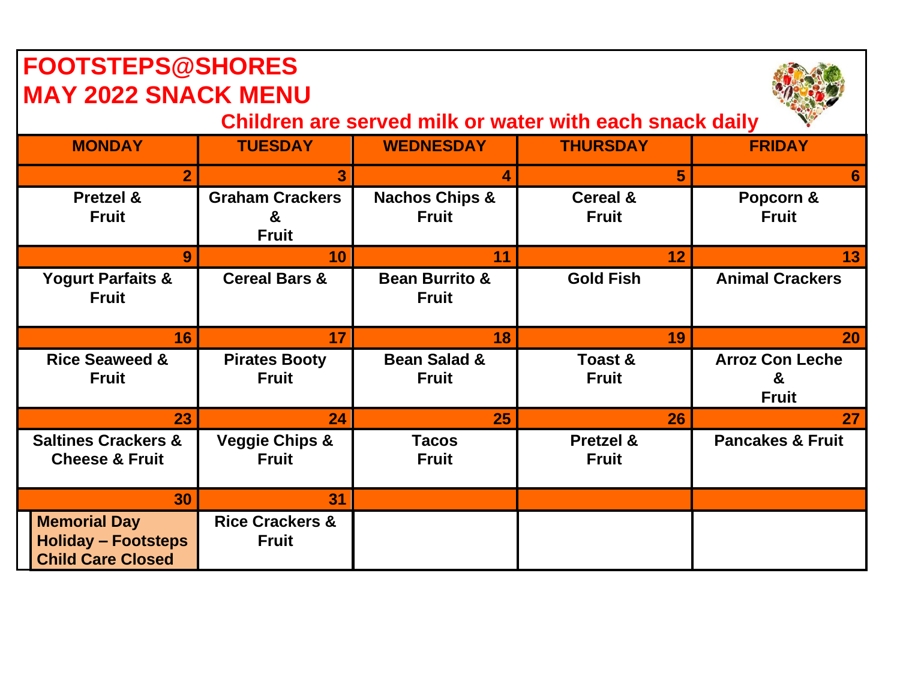# FOOTSTEPS@SHORES
# MAY 2022 SNACK MENU

**Children are served milk or water with each snack daily**

| MONDAY | TUESDAY | WEDNESDAY | THURSDAY | FRIDAY |
|---|---|---|---|---|
| 2 | 3 | 4 | 5 | 6 |
| Pretzel & Fruit | Graham Crackers & Fruit | Nachos Chips & Fruit | Cereal & Fruit | Popcorn & Fruit |
| 9 | 10 | 11 | 12 | 13 |
| Yogurt Parfaits & Fruit | Cereal Bars & | Bean Burrito & Fruit | Gold Fish | Animal Crackers |
| 16 | 17 | 18 | 19 | 20 |
| Rice Seaweed & Fruit | Pirates Booty Fruit | Bean Salad & Fruit | Toast & Fruit | Arroz Con Leche & Fruit |
| 23 | 24 | 25 | 26 | 27 |
| Saltines Crackers & Cheese & Fruit | Veggie Chips & Fruit | Tacos Fruit | Pretzel & Fruit | Pancakes & Fruit |
| 30 | 31 | | | |
| Memorial Day Holiday – Footsteps Child Care Closed | Rice Crackers & Fruit | | | |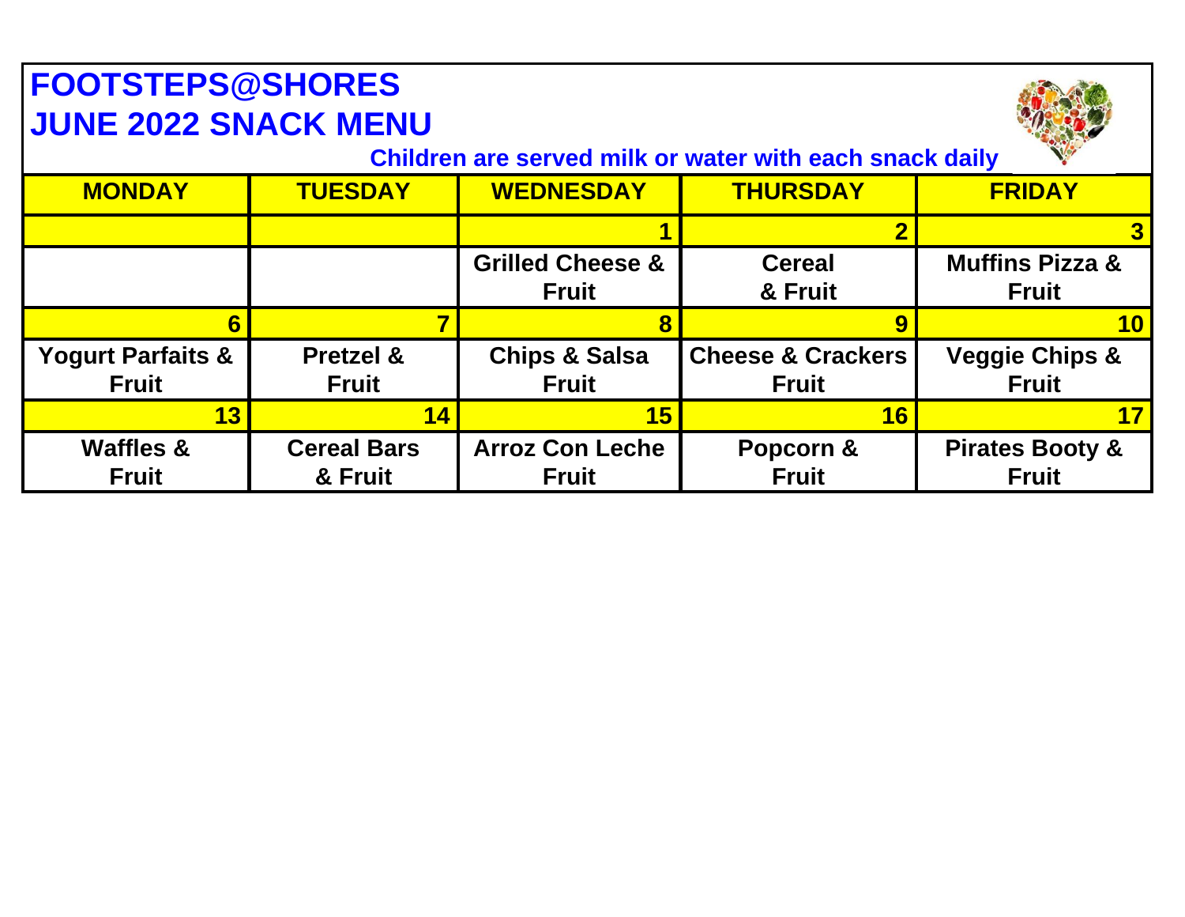# FOOTSTEPS@SHORES
# JUNE 2022 SNACK MENU

**Children are served milk or water with each snack daily**

| MONDAY | TUESDAY | WEDNESDAY | THURSDAY | FRIDAY |
|---|---|---|---|---|
| | | 1 | 2 | 3 |
| | | Grilled Cheese & Fruit | Cereal & Fruit | Muffins Pizza & Fruit |
| 6 | 7 | 8 | 9 | 10 |
| Yogurt Parfaits & Fruit | Pretzel & Fruit | Chips & Salsa Fruit | Cheese & Crackers Fruit | Veggie Chips & Fruit |
| 13 | 14 | 15 | 16 | 17 |
| Waffles & Fruit | Cereal Bars & Fruit | Arroz Con Leche Fruit | Popcorn & Fruit | Pirates Booty & Fruit |